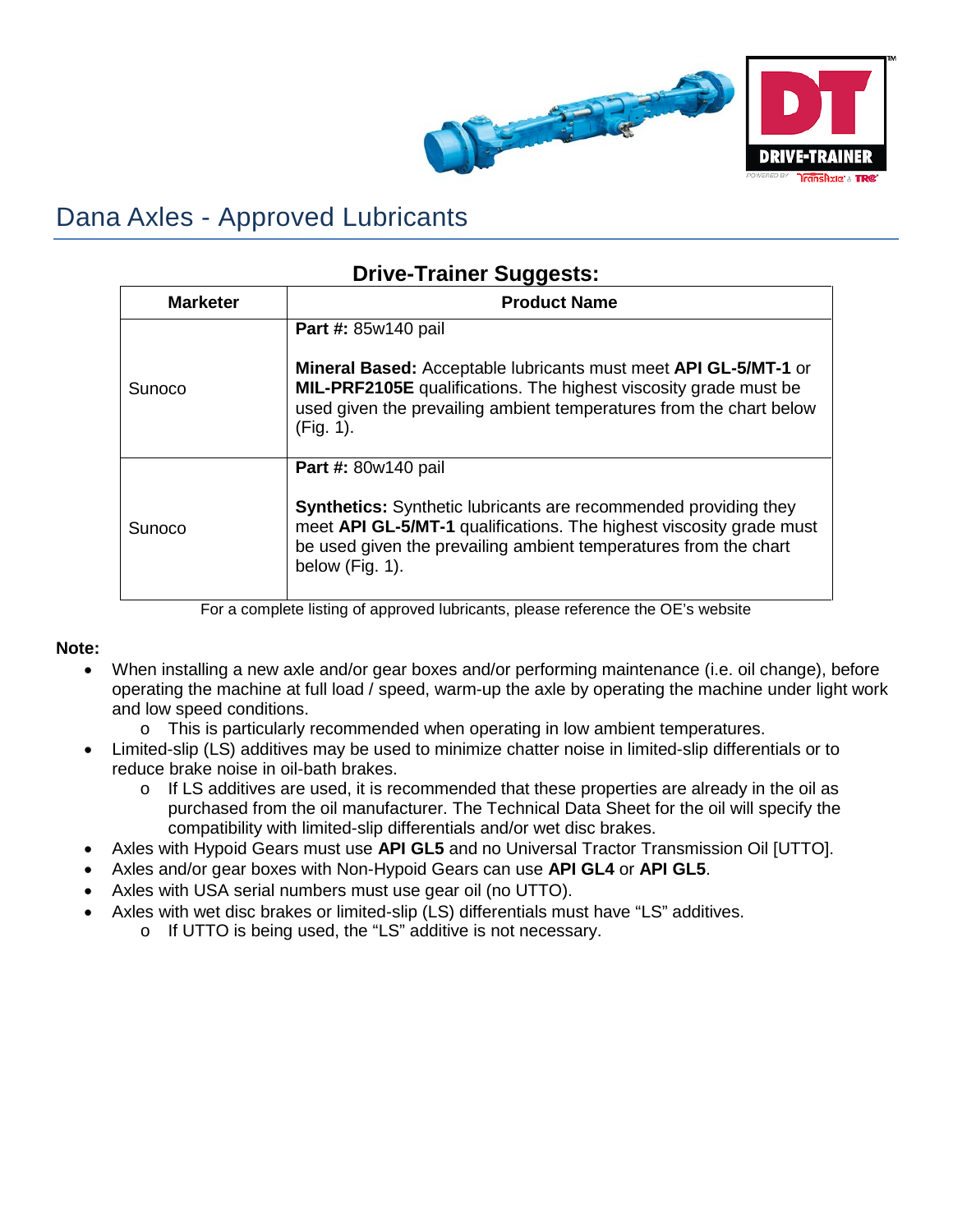# Dana Axles - Approved Lubricants

## Drive-Trainer Suggests:

| Marketer | Product Name |
| --- | --- |
| Sunoco | **Part #:** 85w140 pail<br><br>**Mineral Based:** Acceptable lubricants must meet **API GL-5/MT-1** or **MIL-PRF2105E** qualifications. The highest viscosity grade must be used given the prevailing ambient temperatures from the chart below (Fig. 1). |
| Sunoco | **Part #:** 80w140 pail<br><br>**Synthetics:** Synthetic lubricants are recommended providing they meet **API GL-5/MT-1** qualifications. The highest viscosity grade must be used given the prevailing ambient temperatures from the chart below (Fig. 1). |

For a complete listing of approved lubricants, please reference the OE's website

**Note:**

- When installing a new axle and/or gear boxes and/or performing maintenance (i.e. oil change), before operating the machine at full load / speed, warm-up the axle by operating the machine under light work and low speed conditions.
  - This is particularly recommended when operating in low ambient temperatures.
- Limited-slip (LS) additives may be used to minimize chatter noise in limited-slip differentials or to reduce brake noise in oil-bath brakes.
  - If LS additives are used, it is recommended that these properties are already in the oil as purchased from the oil manufacturer. The Technical Data Sheet for the oil will specify the compatibility with limited-slip differentials and/or wet disc brakes.
- Axles with Hypoid Gears must use **API GL5** and no Universal Tractor Transmission Oil [UTTO].
- Axles and/or gear boxes with Non-Hypoid Gears can use **API GL4** or **API GL5**.
- Axles with USA serial numbers must use gear oil (no UTTO).
- Axles with wet disc brakes or limited-slip (LS) differentials must have "LS" additives.
  - If UTTO is being used, the "LS" additive is not necessary.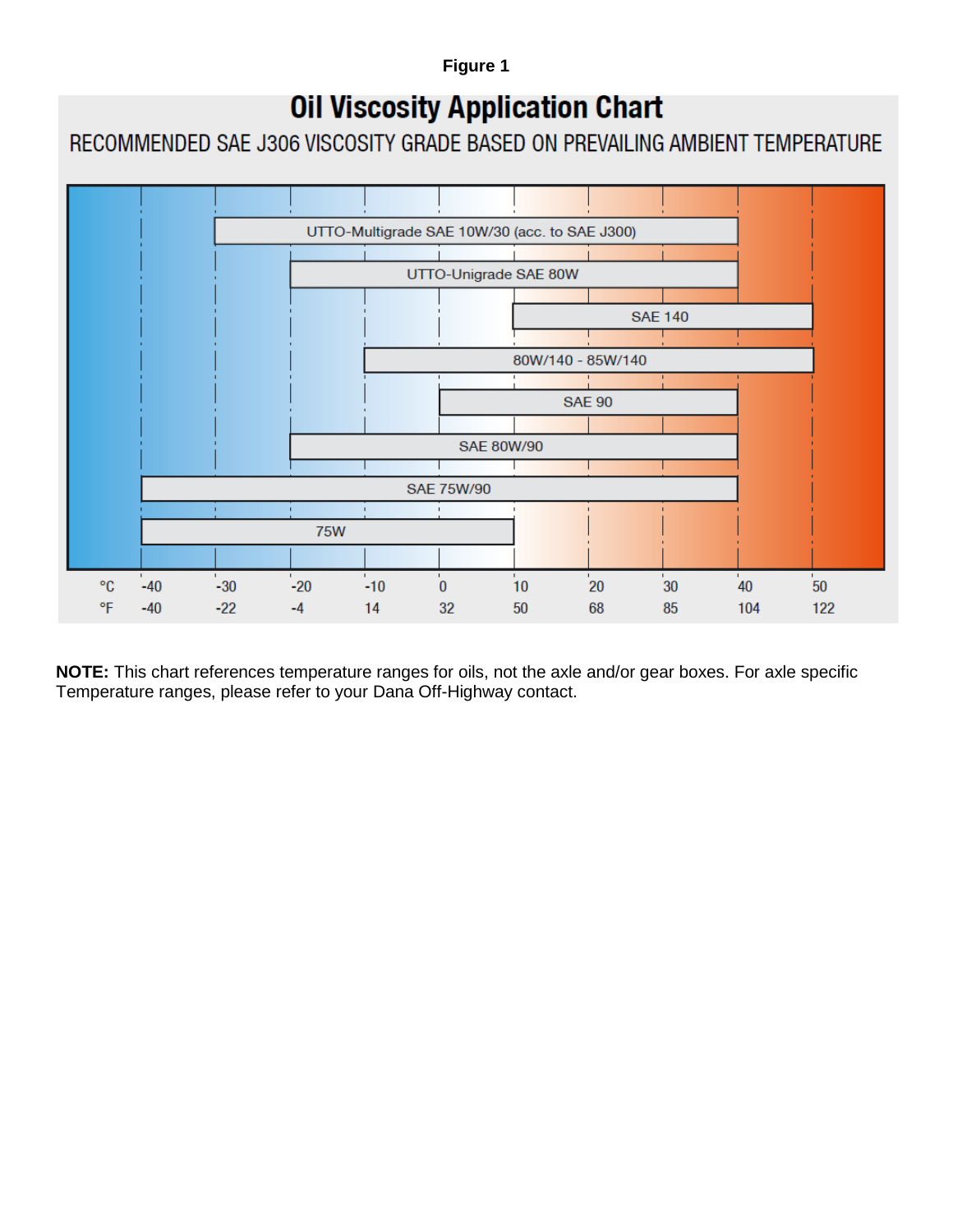**Figure 1**

Oil Viscosity Application Chart

RECOMMENDED SAE J306 VISCOSITY GRADE BASED ON PREVAILING AMBIENT TEMPERATURE

UTTO-Multigrade SAE 10W/30 (acc. to SAE J300)

UTTO-Unigrade SAE 80W

SAE 140

80W/140 - 85W/140

SAE 90

SAE 80W/90

SAE 75W/90

75W

°C -40 -30 -20 -10 0 10 20 30 40 50

°F -40 -22 -4 14 32 50 68 85 104 122

**NOTE:** This chart references temperature ranges for oils, not the axle and/or gear boxes. For axle specific Temperature ranges, please refer to your Dana Off-Highway contact.